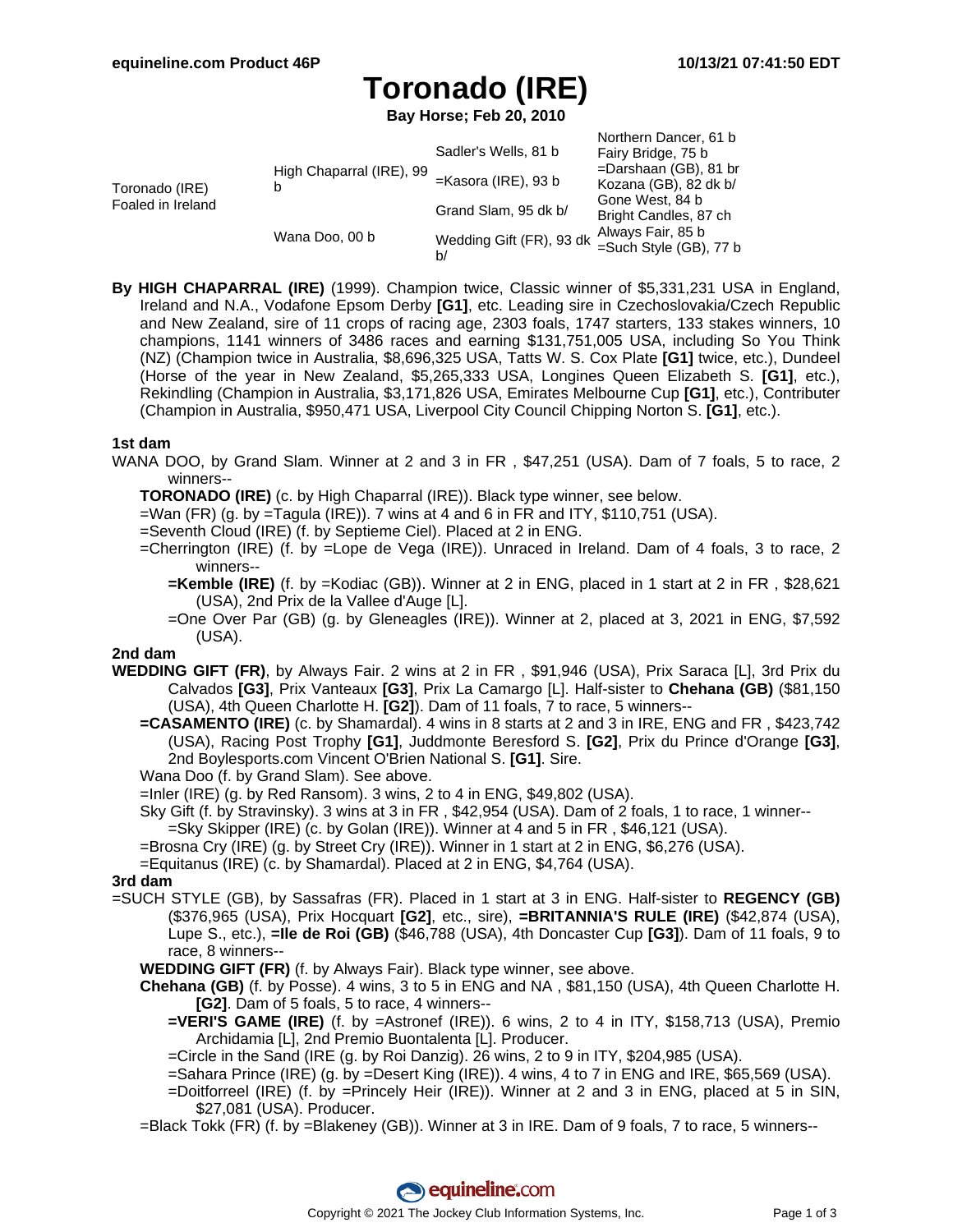# Toronado (IRE)

**Bay Horse; Feb 20, 2010**

| | | | |
|---|---|---|---|
| Toronado (IRE) Foaled in Ireland | High Chaparral (IRE), 99 b | Sadler's Wells, 81 b | Northern Dancer, 61 b |
| | | | Fairy Bridge, 75 b |
| | | =Kasora (IRE), 93 b | =Darshaan (GB), 81 br |
| | | | Kozana (GB), 82 dk b/ |
| | Wana Doo, 00 b | Grand Slam, 95 dk b/ | Gone West, 84 b |
| | | | Bright Candles, 87 ch |
| | | Wedding Gift (FR), 93 dk b/ | Always Fair, 85 b |
| | | | =Such Style (GB), 77 b |

**By HIGH CHAPARRAL (IRE)** (1999). Champion twice, Classic winner of $5,331,231 USA in England, Ireland and N.A., Vodafone Epsom Derby **[G1]**, etc. Leading sire in Czechoslovakia/Czech Republic and New Zealand, sire of 11 crops of racing age, 2303 foals, 1747 starters, 133 stakes winners, 10 champions, 1141 winners of 3486 races and earning $131,751,005 USA, including So You Think (NZ) (Champion twice in Australia, $8,696,325 USA, Tatts W. S. Cox Plate **[G1]** twice, etc.), Dundeel (Horse of the year in New Zealand, $5,265,333 USA, Longines Queen Elizabeth S. **[G1]**, etc.), Rekindling (Champion in Australia, $3,171,826 USA, Emirates Melbourne Cup **[G1]**, etc.), Contributer (Champion in Australia, $950,471 USA, Liverpool City Council Chipping Norton S. **[G1]**, etc.).

### 1st dam

WANA DOO, by Grand Slam. Winner at 2 and 3 in FR , $47,251 (USA). Dam of 7 foals, 5 to race, 2 winners--

- **TORONADO (IRE)** (c. by High Chaparral (IRE)). Black type winner, see below.
- =Wan (FR) (g. by =Tagula (IRE)). 7 wins at 4 and 6 in FR and ITY, $110,751 (USA).
- =Seventh Cloud (IRE) (f. by Septieme Ciel). Placed at 2 in ENG.
- =Cherrington (IRE) (f. by =Lope de Vega (IRE)). Unraced in Ireland. Dam of 4 foals, 3 to race, 2 winners--
  - **=Kemble (IRE)** (f. by =Kodiac (GB)). Winner at 2 in ENG, placed in 1 start at 2 in FR , $28,621 (USA), 2nd Prix de la Vallee d'Auge [L].
  - =One Over Par (GB) (g. by Gleneagles (IRE)). Winner at 2, placed at 3, 2021 in ENG, $7,592 (USA).

### 2nd dam

**WEDDING GIFT (FR)**, by Always Fair. 2 wins at 2 in FR , $91,946 (USA), Prix Saraca [L], 3rd Prix du Calvados **[G3]**, Prix Vanteaux **[G3]**, Prix La Camargo [L]. Half-sister to **Chehana (GB)** ($81,150 (USA), 4th Queen Charlotte H. **[G2]**). Dam of 11 foals, 7 to race, 5 winners--

- **=CASAMENTO (IRE)** (c. by Shamardal). 4 wins in 8 starts at 2 and 3 in IRE, ENG and FR , $423,742 (USA), Racing Post Trophy **[G1]**, Juddmonte Beresford S. **[G2]**, Prix du Prince d'Orange **[G3]**, 2nd Boylesports.com Vincent O'Brien National S. **[G1]**. Sire.
- Wana Doo (f. by Grand Slam). See above.
- =Inler (IRE) (g. by Red Ransom). 3 wins, 2 to 4 in ENG, $49,802 (USA).
- Sky Gift (f. by Stravinsky). 3 wins at 3 in FR , $42,954 (USA). Dam of 2 foals, 1 to race, 1 winner--
  - =Sky Skipper (IRE) (c. by Golan (IRE)). Winner at 4 and 5 in FR , $46,121 (USA).
- =Brosna Cry (IRE) (g. by Street Cry (IRE)). Winner in 1 start at 2 in ENG, $6,276 (USA).
- =Equitanus (IRE) (c. by Shamardal). Placed at 2 in ENG, $4,764 (USA).

### 3rd dam

=SUCH STYLE (GB), by Sassafras (FR). Placed in 1 start at 3 in ENG. Half-sister to **REGENCY (GB)** ($376,965 (USA), Prix Hocquart **[G2]**, etc., sire), **=BRITANNIA'S RULE (IRE)** ($42,874 (USA), Lupe S., etc.), **=Ile de Roi (GB)** ($46,788 (USA), 4th Doncaster Cup **[G3]**). Dam of 11 foals, 9 to race, 8 winners--

- **WEDDING GIFT (FR)** (f. by Always Fair). Black type winner, see above.
- **Chehana (GB)** (f. by Posse). 4 wins, 3 to 5 in ENG and NA , $81,150 (USA), 4th Queen Charlotte H. **[G2]**. Dam of 5 foals, 5 to race, 4 winners--
  - **=VERI'S GAME (IRE)** (f. by =Astronef (IRE)). 6 wins, 2 to 4 in ITY, $158,713 (USA), Premio Archidamia [L], 2nd Premio Buontalenta [L]. Producer.
  - =Circle in the Sand (IRE (g. by Roi Danzig). 26 wins, 2 to 9 in ITY, $204,985 (USA).
  - =Sahara Prince (IRE) (g. by =Desert King (IRE)). 4 wins, 4 to 7 in ENG and IRE, $65,569 (USA).
  - =Doitforreel (IRE) (f. by =Princely Heir (IRE)). Winner at 2 and 3 in ENG, placed at 5 in SIN, $27,081 (USA). Producer.
- =Black Tokk (FR) (f. by =Blakeney (GB)). Winner at 3 in IRE. Dam of 9 foals, 7 to race, 5 winners--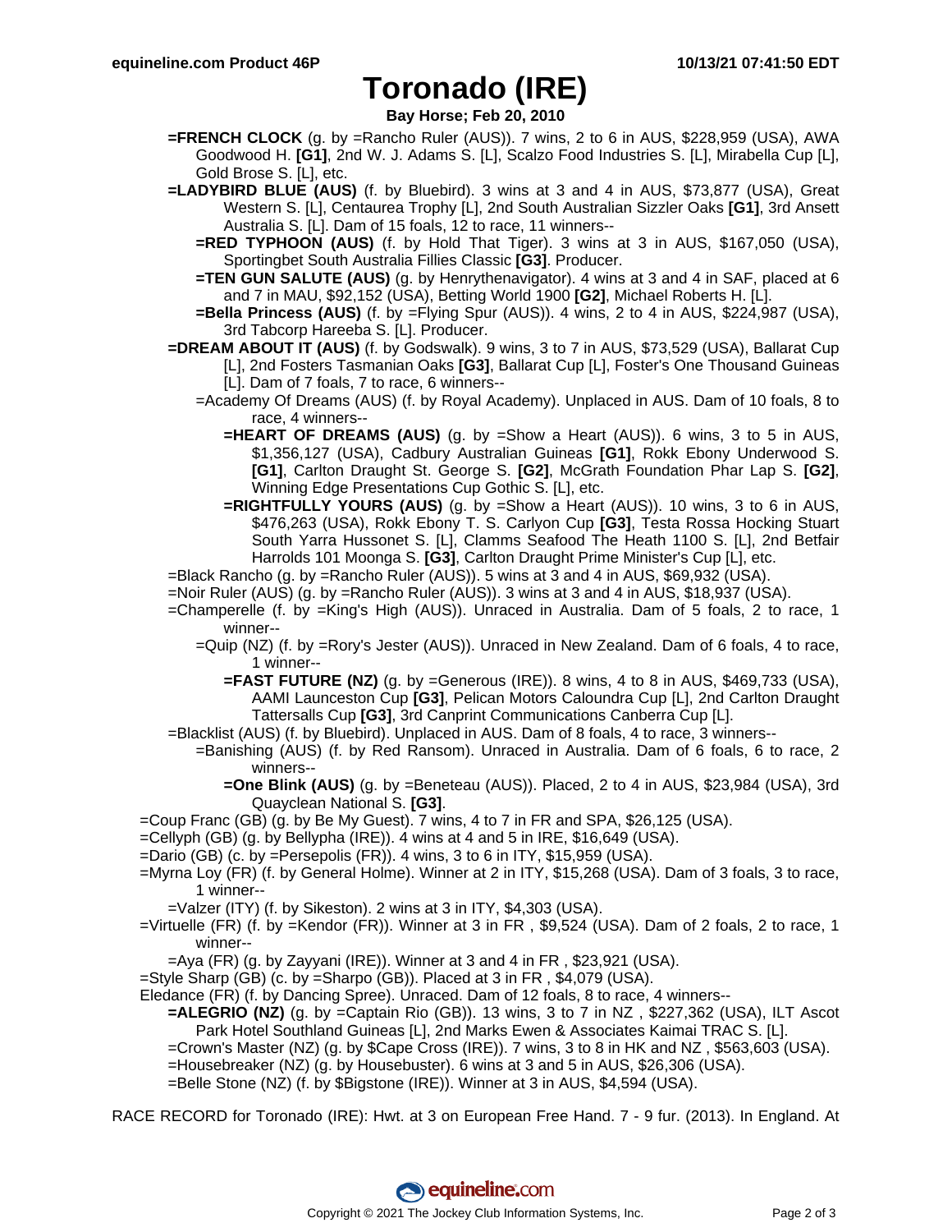# Toronado (IRE)

**Bay Horse; Feb 20, 2010**

- **=FRENCH CLOCK** (g. by =Rancho Ruler (AUS)). 7 wins, 2 to 6 in AUS, $228,959 (USA), AWA Goodwood H. **[G1]**, 2nd W. J. Adams S. [L], Scalzo Food Industries S. [L], Mirabella Cup [L], Gold Brose S. [L], etc.
- **=LADYBIRD BLUE (AUS)** (f. by Bluebird). 3 wins at 3 and 4 in AUS, $73,877 (USA), Great Western S. [L], Centaurea Trophy [L], 2nd South Australian Sizzler Oaks **[G1]**, 3rd Ansett Australia S. [L]. Dam of 15 foals, 12 to race, 11 winners--
  - **=RED TYPHOON (AUS)** (f. by Hold That Tiger). 3 wins at 3 in AUS, $167,050 (USA), Sportingbet South Australia Fillies Classic **[G3]**. Producer.
  - **=TEN GUN SALUTE (AUS)** (g. by Henrythenavigator). 4 wins at 3 and 4 in SAF, placed at 6 and 7 in MAU, $92,152 (USA), Betting World 1900 **[G2]**, Michael Roberts H. [L].
  - **=Bella Princess (AUS)** (f. by =Flying Spur (AUS)). 4 wins, 2 to 4 in AUS, $224,987 (USA), 3rd Tabcorp Hareeba S. [L]. Producer.
- **=DREAM ABOUT IT (AUS)** (f. by Godswalk). 9 wins, 3 to 7 in AUS, $73,529 (USA), Ballarat Cup [L], 2nd Fosters Tasmanian Oaks **[G3]**, Ballarat Cup [L], Foster's One Thousand Guineas [L]. Dam of 7 foals, 7 to race, 6 winners--
  - =Academy Of Dreams (AUS) (f. by Royal Academy). Unplaced in AUS. Dam of 10 foals, 8 to race, 4 winners--
    - **=HEART OF DREAMS (AUS)** (g. by =Show a Heart (AUS)). 6 wins, 3 to 5 in AUS, $1,356,127 (USA), Cadbury Australian Guineas **[G1]**, Rokk Ebony Underwood S. **[G1]**, Carlton Draught St. George S. **[G2]**, McGrath Foundation Phar Lap S. **[G2]**, Winning Edge Presentations Cup Gothic S. [L], etc.
    - **=RIGHTFULLY YOURS (AUS)** (g. by =Show a Heart (AUS)). 10 wins, 3 to 6 in AUS, $476,263 (USA), Rokk Ebony T. S. Carlyon Cup **[G3]**, Testa Rossa Hocking Stuart South Yarra Hussonet S. [L], Clamms Seafood The Heath 1100 S. [L], 2nd Betfair Harrolds 101 Moonga S. **[G3]**, Carlton Draught Prime Minister's Cup [L], etc.
- =Black Rancho (g. by =Rancho Ruler (AUS)). 5 wins at 3 and 4 in AUS, $69,932 (USA).
- =Noir Ruler (AUS) (g. by =Rancho Ruler (AUS)). 3 wins at 3 and 4 in AUS, $18,937 (USA).
- =Champerelle (f. by =King's High (AUS)). Unraced in Australia. Dam of 5 foals, 2 to race, 1 winner--
  - =Quip (NZ) (f. by =Rory's Jester (AUS)). Unraced in New Zealand. Dam of 6 foals, 4 to race, 1 winner--
    - **=FAST FUTURE (NZ)** (g. by =Generous (IRE)). 8 wins, 4 to 8 in AUS, $469,733 (USA), AAMI Launceston Cup **[G3]**, Pelican Motors Caloundra Cup [L], 2nd Carlton Draught Tattersalls Cup **[G3]**, 3rd Canprint Communications Canberra Cup [L].
- =Blacklist (AUS) (f. by Bluebird). Unplaced in AUS. Dam of 8 foals, 4 to race, 3 winners--
  - =Banishing (AUS) (f. by Red Ransom). Unraced in Australia. Dam of 6 foals, 6 to race, 2 winners--
    - **=One Blink (AUS)** (g. by =Beneteau (AUS)). Placed, 2 to 4 in AUS, $23,984 (USA), 3rd Quayclean National S. **[G3]**.

=Coup Franc (GB) (g. by Be My Guest). 7 wins, 4 to 7 in FR and SPA, $26,125 (USA).

=Cellyph (GB) (g. by Bellypha (IRE)). 4 wins at 4 and 5 in IRE, $16,649 (USA).

=Dario (GB) (c. by =Persepolis (FR)). 4 wins, 3 to 6 in ITY, $15,959 (USA).

=Myrna Loy (FR) (f. by General Holme). Winner at 2 in ITY, $15,268 (USA). Dam of 3 foals, 3 to race, 1 winner--
- =Valzer (ITY) (f. by Sikeston). 2 wins at 3 in ITY, $4,303 (USA).

=Virtuelle (FR) (f. by =Kendor (FR)). Winner at 3 in FR , $9,524 (USA). Dam of 2 foals, 2 to race, 1 winner--
- =Aya (FR) (g. by Zayyani (IRE)). Winner at 3 and 4 in FR , $23,921 (USA).

=Style Sharp (GB) (c. by =Sharpo (GB)). Placed at 3 in FR , $4,079 (USA).

Eledance (FR) (f. by Dancing Spree). Unraced. Dam of 12 foals, 8 to race, 4 winners--
- **=ALEGRIO (NZ)** (g. by =Captain Rio (GB)). 13 wins, 3 to 7 in NZ , $227,362 (USA), ILT Ascot Park Hotel Southland Guineas [L], 2nd Marks Ewen & Associates Kaimai TRAC S. [L].
- =Crown's Master (NZ) (g. by $Cape Cross (IRE)). 7 wins, 3 to 8 in HK and NZ , $563,603 (USA).
- =Housebreaker (NZ) (g. by Housebuster). 6 wins at 3 and 5 in AUS, $26,306 (USA).
- =Belle Stone (NZ) (f. by $Bigstone (IRE)). Winner at 3 in AUS, $4,594 (USA).

RACE RECORD for Toronado (IRE): Hwt. at 3 on European Free Hand. 7 - 9 fur. (2013). In England. At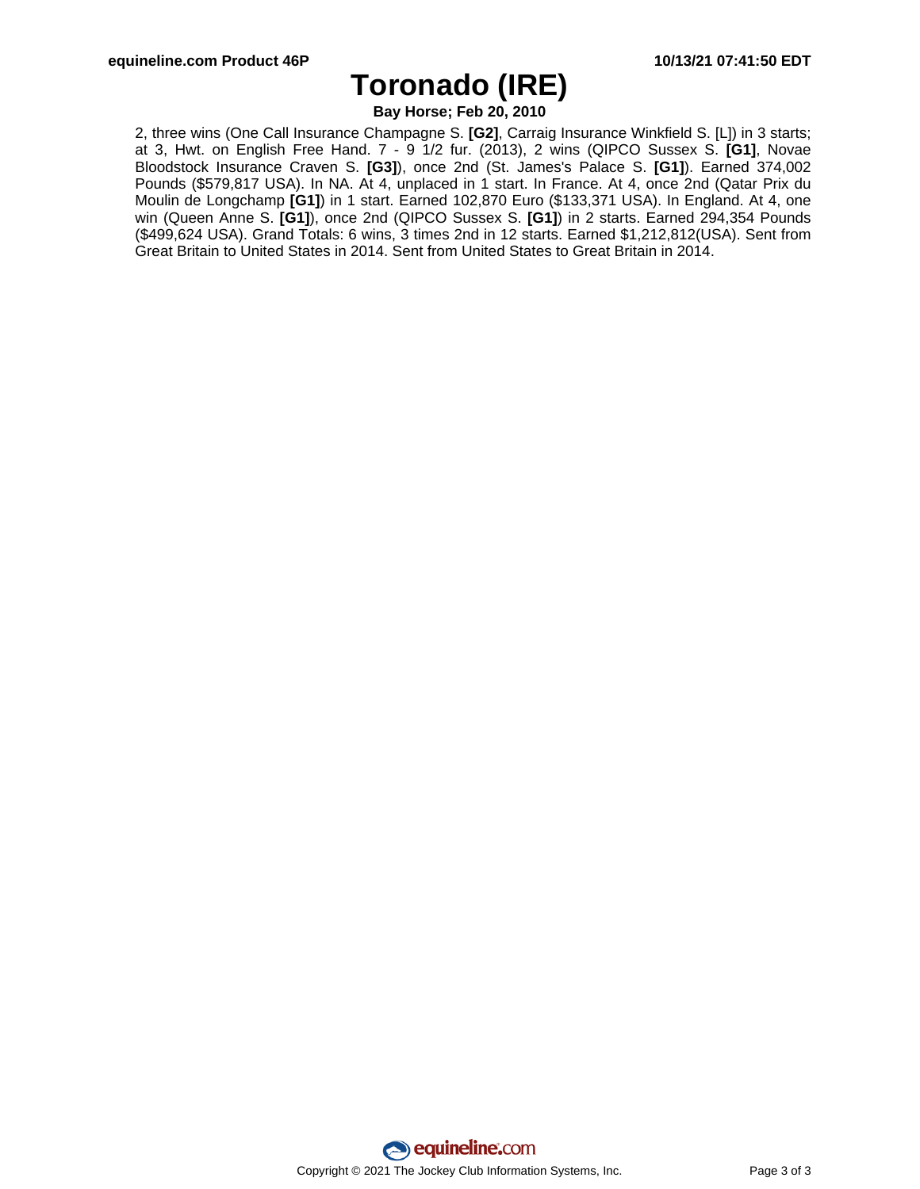# Toronado (IRE)

**Bay Horse; Feb 20, 2010**

2, three wins (One Call Insurance Champagne S. **[G2]**, Carraig Insurance Winkfield S. [L]) in 3 starts; at 3, Hwt. on English Free Hand. 7 - 9 1/2 fur. (2013), 2 wins (QIPCO Sussex S. **[G1]**, Novae Bloodstock Insurance Craven S. **[G3]**), once 2nd (St. James's Palace S. **[G1]**). Earned 374,002 Pounds ($579,817 USA). In NA. At 4, unplaced in 1 start. In France. At 4, once 2nd (Qatar Prix du Moulin de Longchamp **[G1]**) in 1 start. Earned 102,870 Euro ($133,371 USA). In England. At 4, one win (Queen Anne S. **[G1]**), once 2nd (QIPCO Sussex S. **[G1]**) in 2 starts. Earned 294,354 Pounds ($499,624 USA). Grand Totals: 6 wins, 3 times 2nd in 12 starts. Earned $1,212,812(USA). Sent from Great Britain to United States in 2014. Sent from United States to Great Britain in 2014.